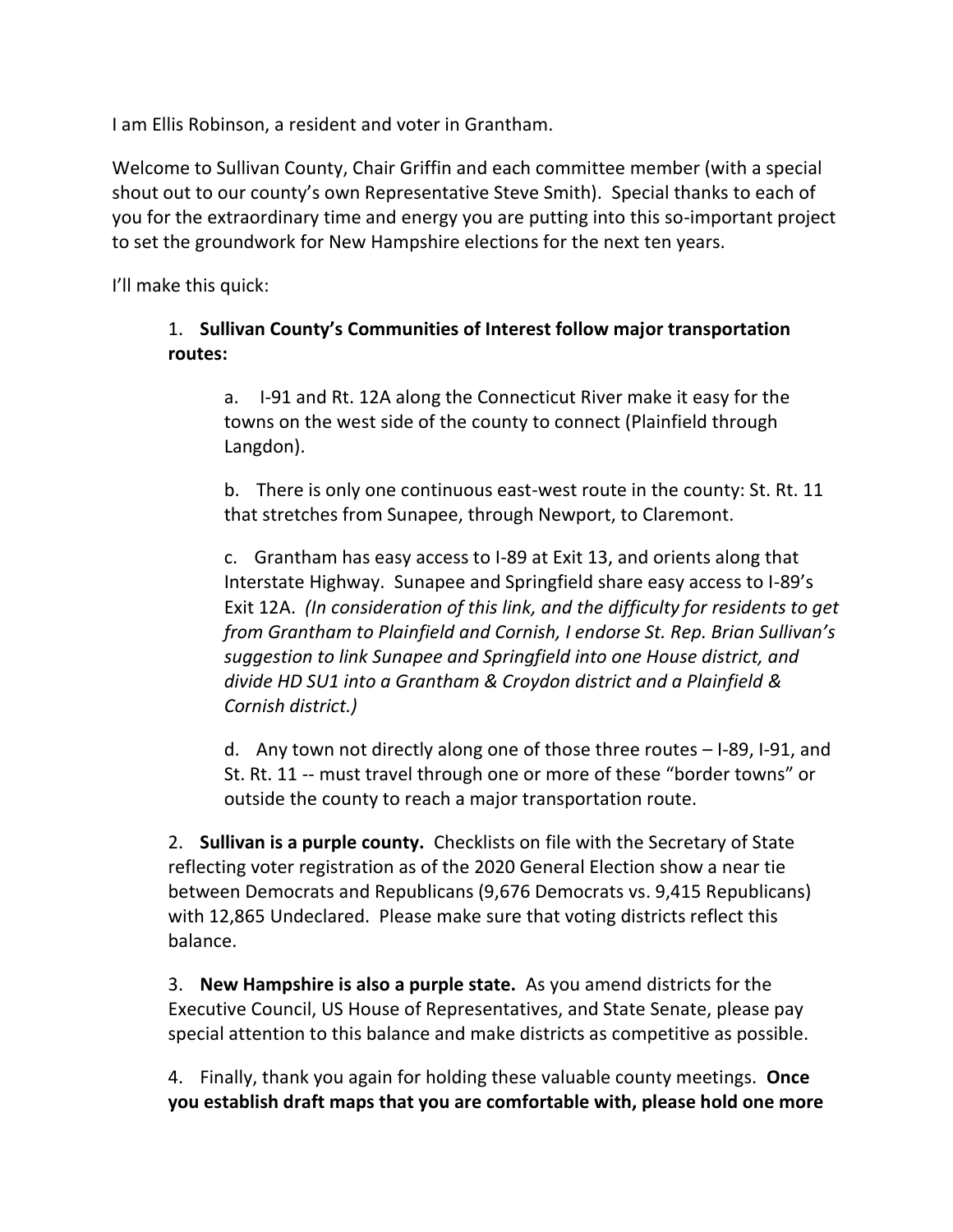I am Ellis Robinson, a resident and voter in Grantham.

Welcome to Sullivan County, Chair Griffin and each committee member (with a special shout out to our county's own Representative Steve Smith). Special thanks to each of you for the extraordinary time and energy you are putting into this so-important project to set the groundwork for New Hampshire elections for the next ten years.

I'll make this quick:

1. **Sullivan County's Communities of Interest follow major transportation routes:**

   a. I-91 and Rt. 12A along the Connecticut River make it easy for the towns on the west side of the county to connect (Plainfield through Langdon).

   b. There is only one continuous east-west route in the county: St. Rt. 11 that stretches from Sunapee, through Newport, to Claremont.

   c. Grantham has easy access to I-89 at Exit 13, and orients along that Interstate Highway. Sunapee and Springfield share easy access to I-89's Exit 12A. *(In consideration of this link, and the difficulty for residents to get from Grantham to Plainfield and Cornish, I endorse St. Rep. Brian Sullivan's suggestion to link Sunapee and Springfield into one House district, and divide HD SU1 into a Grantham & Croydon district and a Plainfield & Cornish district.)*

   d. Any town not directly along one of those three routes – I-89, I-91, and St. Rt. 11 -- must travel through one or more of these "border towns" or outside the county to reach a major transportation route.

2. **Sullivan is a purple county.** Checklists on file with the Secretary of State reflecting voter registration as of the 2020 General Election show a near tie between Democrats and Republicans (9,676 Democrats vs. 9,415 Republicans) with 12,865 Undeclared. Please make sure that voting districts reflect this balance.

3. **New Hampshire is also a purple state.** As you amend districts for the Executive Council, US House of Representatives, and State Senate, please pay special attention to this balance and make districts as competitive as possible.

4. Finally, thank you again for holding these valuable county meetings. **Once you establish draft maps that you are comfortable with, please hold one more**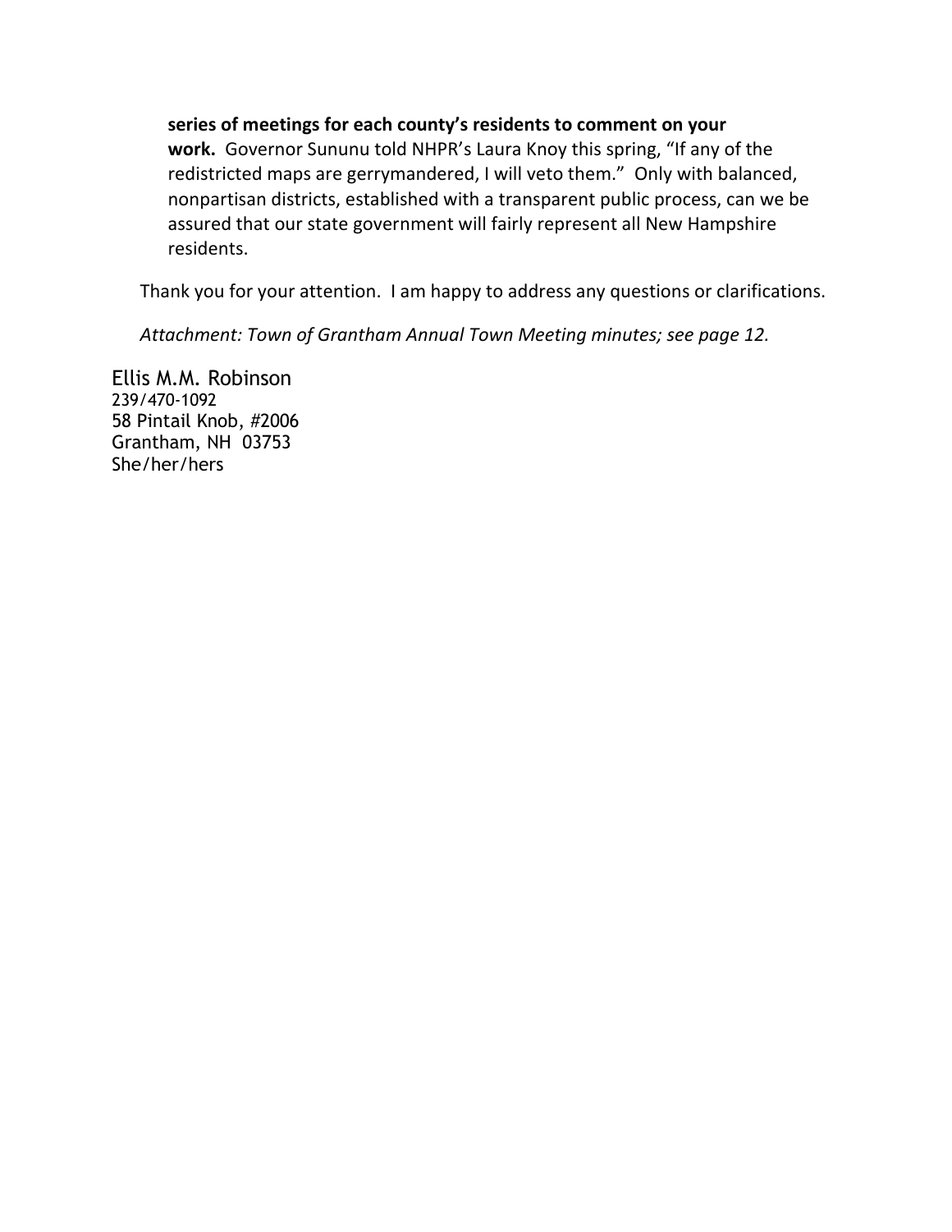**series of meetings for each county's residents to comment on your work.** Governor Sununu told NHPR's Laura Knoy this spring, "If any of the redistricted maps are gerrymandered, I will veto them." Only with balanced, nonpartisan districts, established with a transparent public process, can we be assured that our state government will fairly represent all New Hampshire residents.

Thank you for your attention. I am happy to address any questions or clarifications.

*Attachment: Town of Grantham Annual Town Meeting minutes; see page 12.*

Ellis M.M. Robinson
239/470-1092
58 Pintail Knob, #2006
Grantham, NH 03753
She/her/hers